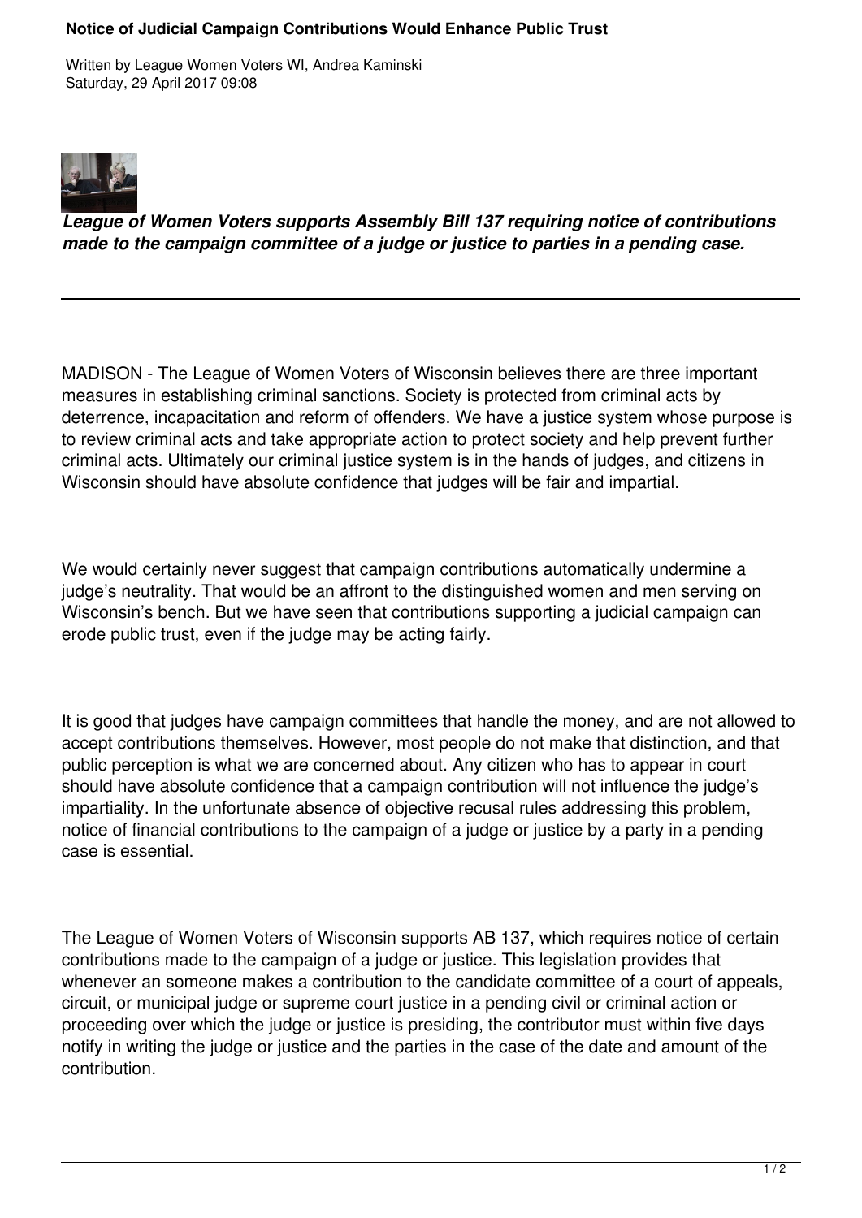# Notice of Judicial Campaign Contributions Would Enhance Public Trust

Written by League Women Voters WI, Andrea Kaminski
Saturday, 29 April 2017 09:08

***League of Women Voters supports Assembly Bill 137 requiring notice of contributions made to the campaign committee of a judge or justice to parties in a pending case.***

---

MADISON - The League of Women Voters of Wisconsin believes there are three important measures in establishing criminal sanctions. Society is protected from criminal acts by deterrence, incapacitation and reform of offenders. We have a justice system whose purpose is to review criminal acts and take appropriate action to protect society and help prevent further criminal acts. Ultimately our criminal justice system is in the hands of judges, and citizens in Wisconsin should have absolute confidence that judges will be fair and impartial.

We would certainly never suggest that campaign contributions automatically undermine a judge's neutrality. That would be an affront to the distinguished women and men serving on Wisconsin's bench. But we have seen that contributions supporting a judicial campaign can erode public trust, even if the judge may be acting fairly.

It is good that judges have campaign committees that handle the money, and are not allowed to accept contributions themselves. However, most people do not make that distinction, and that public perception is what we are concerned about. Any citizen who has to appear in court should have absolute confidence that a campaign contribution will not influence the judge's impartiality. In the unfortunate absence of objective recusal rules addressing this problem, notice of financial contributions to the campaign of a judge or justice by a party in a pending case is essential.

The League of Women Voters of Wisconsin supports AB 137, which requires notice of certain contributions made to the campaign of a judge or justice. This legislation provides that whenever an someone makes a contribution to the candidate committee of a court of appeals, circuit, or municipal judge or supreme court justice in a pending civil or criminal action or proceeding over which the judge or justice is presiding, the contributor must within five days notify in writing the judge or justice and the parties in the case of the date and amount of the contribution.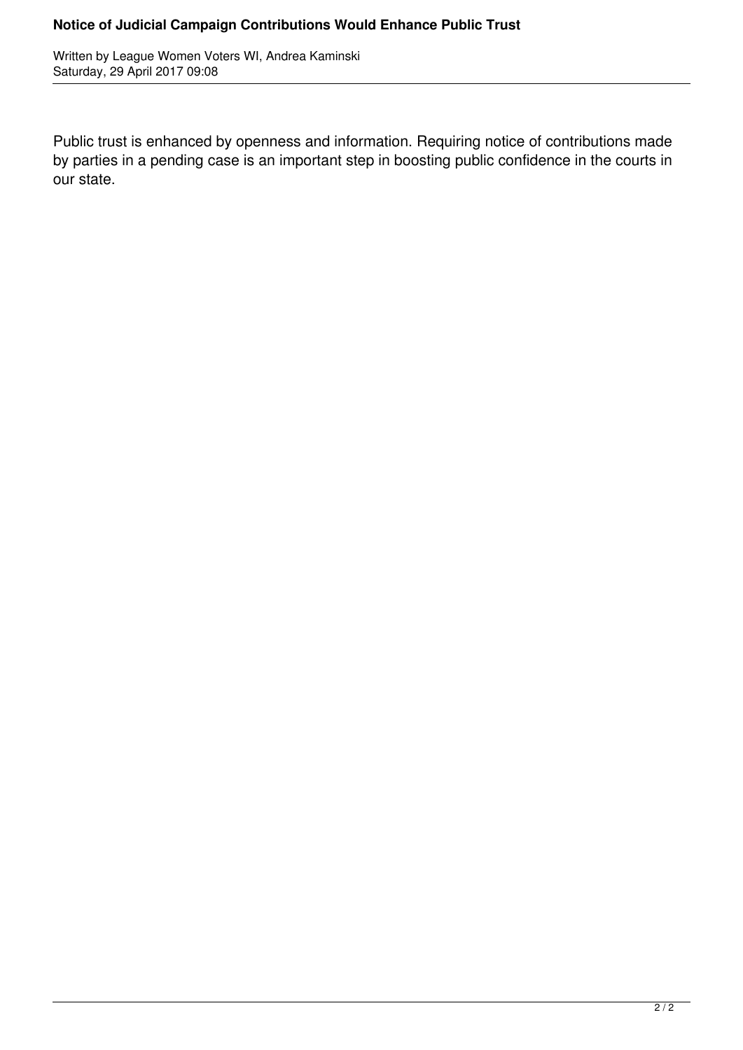Public trust is enhanced by openness and information. Requiring notice of contributions made by parties in a pending case is an important step in boosting public confidence in the courts in our state.